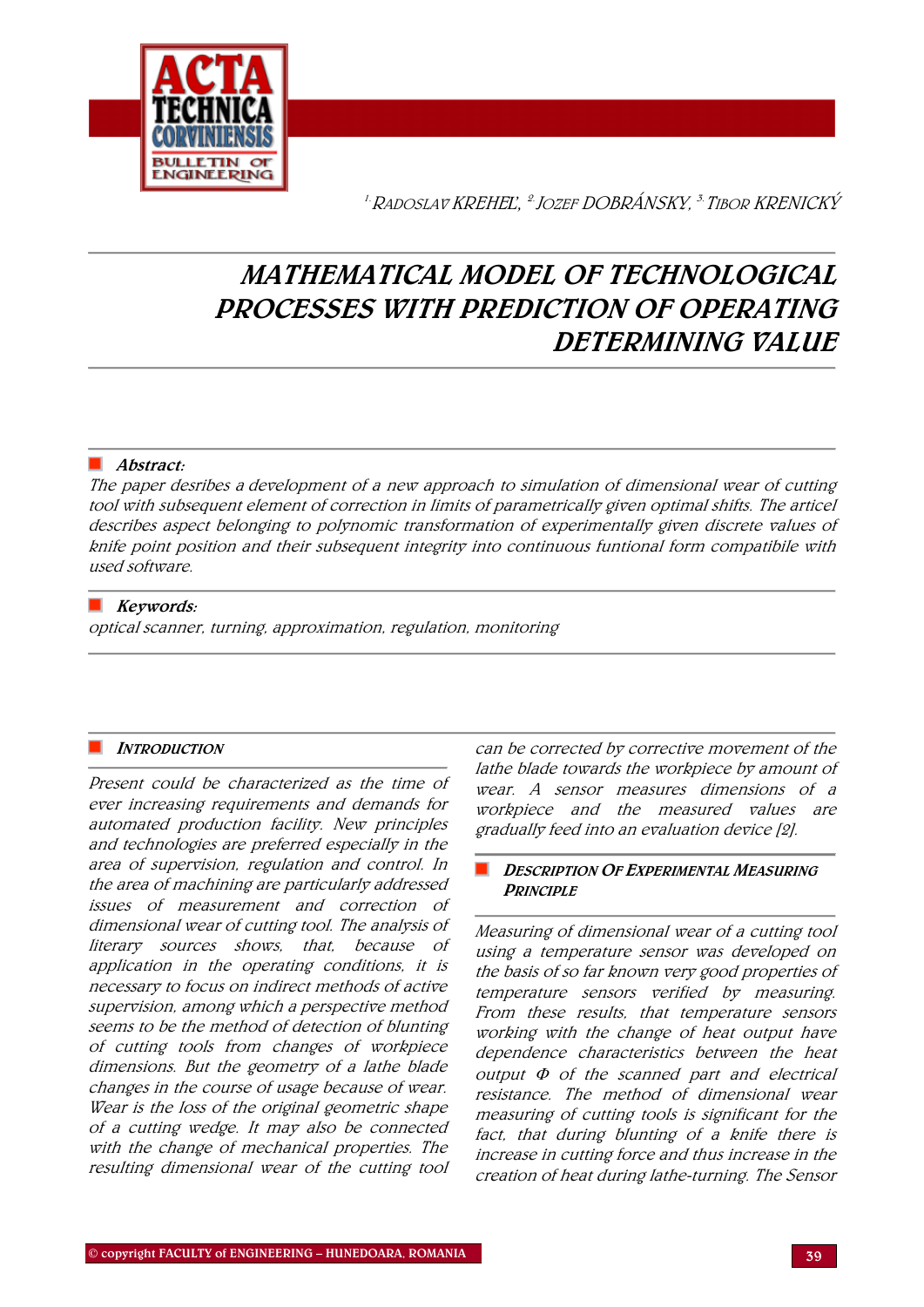[1.] RADOSLAV KREHEĽ, [2.] JOZEF DOBRÁNSKY, [3.] TIBOR KRENICKÝ

# MATHEMATICAL MODEL OF TECHNOLOGICAL PROCESSES WITH PREDICTION OF OPERATING DETERMINING VALUE

**Abstract:**

*The paper desribes a development of a new approach to simulation of dimensional wear of cutting tool with subsequent element of correction in limits of parametrically given optimal shifts. The articel describes aspect belonging to polynomic transformation of experimentally given discrete values of knife point position and their subsequent integrity into continuous funtional form compatibile with used software.*

**Keywords:**

*optical scanner, turning, approximation, regulation, monitoring*

## INTRODUCTION

Present could be characterized as the time of ever increasing requirements and demands for automated production facility. New principles and technologies are preferred especially in the area of supervision, regulation and control. In the area of machining are particularly addressed issues of measurement and correction of dimensional wear of cutting tool. The analysis of literary sources shows, that, because of application in the operating conditions, it is necessary to focus on indirect methods of active supervision, among which a perspective method seems to be the method of detection of blunting of cutting tools from changes of workpiece dimensions. But the geometry of a lathe blade changes in the course of usage because of wear. Wear is the loss of the original geometric shape of a cutting wedge. It may also be connected with the change of mechanical properties. The resulting dimensional wear of the cutting tool can be corrected by corrective movement of the lathe blade towards the workpiece by amount of wear. A sensor measures dimensions of a workpiece and the measured values are gradually feed into an evaluation device [2].

## DESCRIPTION OF EXPERIMENTAL MEASURING PRINCIPLE

Measuring of dimensional wear of a cutting tool using a temperature sensor was developed on the basis of so far known very good properties of temperature sensors verified by measuring. From these results, that temperature sensors working with the change of heat output have dependence characteristics between the heat output $\Phi$ of the scanned part and electrical resistance. The method of dimensional wear measuring of cutting tools is significant for the fact, that during blunting of a knife there is increase in cutting force and thus increase in the creation of heat during lathe-turning. The Sensor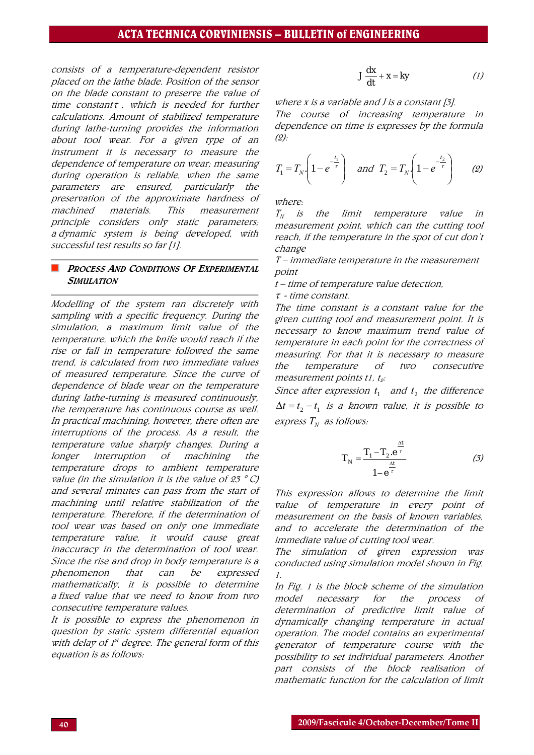*consists of a temperature-dependent resistor placed on the lathe blade. Position of the sensor on the blade constant to preserve the value of time constant $\tau$, which is needed for further calculations. Amount of stabilized temperature during lathe-turning provides the information about tool wear. For a given type of an instrument it is necessary to measure the dependence of temperature on wear; measuring during operation is reliable, when the same parameters are ensured, particularly the preservation of the approximate hardness of machined materials. This measurement principle considers only static parameters; a dynamic system is being developed, with successful test results so far [1].*

## PROCESS AND CONDITIONS OF EXPERIMENTAL SIMULATION

*Modelling of the system ran discretely with sampling with a specific frequency. During the simulation, a maximum limit value of the temperature, which the knife would reach if the rise or fall in temperature followed the same trend, is calculated from two immediate values of measured temperature. Since the curve of dependence of blade wear on the temperature during lathe-turning is measured continuously, the temperature has continuous course as well. In practical machining, however, there often are interruptions of the process. As a result, the temperature value sharply changes. During a longer interruption of machining the temperature drops to ambient temperature value (in the simulation it is the value of 23 °C) and several minutes can pass from the start of machining until relative stabilization of the temperature. Therefore, if the determination of tool wear was based on only one immediate temperature value, it would cause great inaccuracy in the determination of tool wear. Since the rise and drop in body temperature is a phenomenon that can be expressed mathematically, it is possible to determine a fixed value that we need to know from two consecutive temperature values.*

*It is possible to express the phenomenon in question by static system differential equation with delay of 1st degree. The general form of this equation is as follows:*

$$J\,\frac{dx}{dt} + x = ky \qquad (1)$$

*where x is a variable and J is a constant [3].*

*The course of increasing temperature in dependence on time is expresses by the formula (2):*

$$T_1 = T_N\cdot\left(1 - e^{-\frac{t_1}{\tau}}\right) \quad \text{and} \quad T_2 = T_N\cdot\left(1 - e^{-\frac{t_2}{\tau}}\right) \qquad (2)$$

*where:*

*$T_N$ is the limit temperature value in measurement point, which can the cutting tool reach, if the temperature in the spot of cut don't change*

*$T$ – immediate temperature in the measurement point*

*$t$ – time of temperature value detection,*

*$\tau$ - time constant.*

*The time constant is a constant value for the given cutting tool and measurement point. It is necessary to know maximum trend value of temperature in each point for the correctness of measuring. For that it is necessary to measure the temperature of two consecutive measurement points t1, $t_2$:*

*Since after expression $t_1$ and $t_2$ the difference $\Delta t = t_2 - t_1$ is a known value, it is possible to express $T_N$ as follows:*

$$T_N = \frac{T_1 - T_2 . e^{\frac{\Delta t}{\tau}}}{1 - e^{\frac{\Delta t}{\tau}}} \qquad (3)$$

*This expression allows to determine the limit value of temperature in every point of measurement on the basis of known variables, and to accelerate the determination of the immediate value of cutting tool wear.*

*The simulation of given expression was conducted using simulation model shown in Fig. 1.*

*In Fig. 1 is the block scheme of the simulation model necessary for the process of determination of predictive limit value of dynamically changing temperature in actual operation. The model contains an experimental generator of temperature course with the possibility to set individual parameters. Another part consists of the block realisation of mathematic function for the calculation of limit*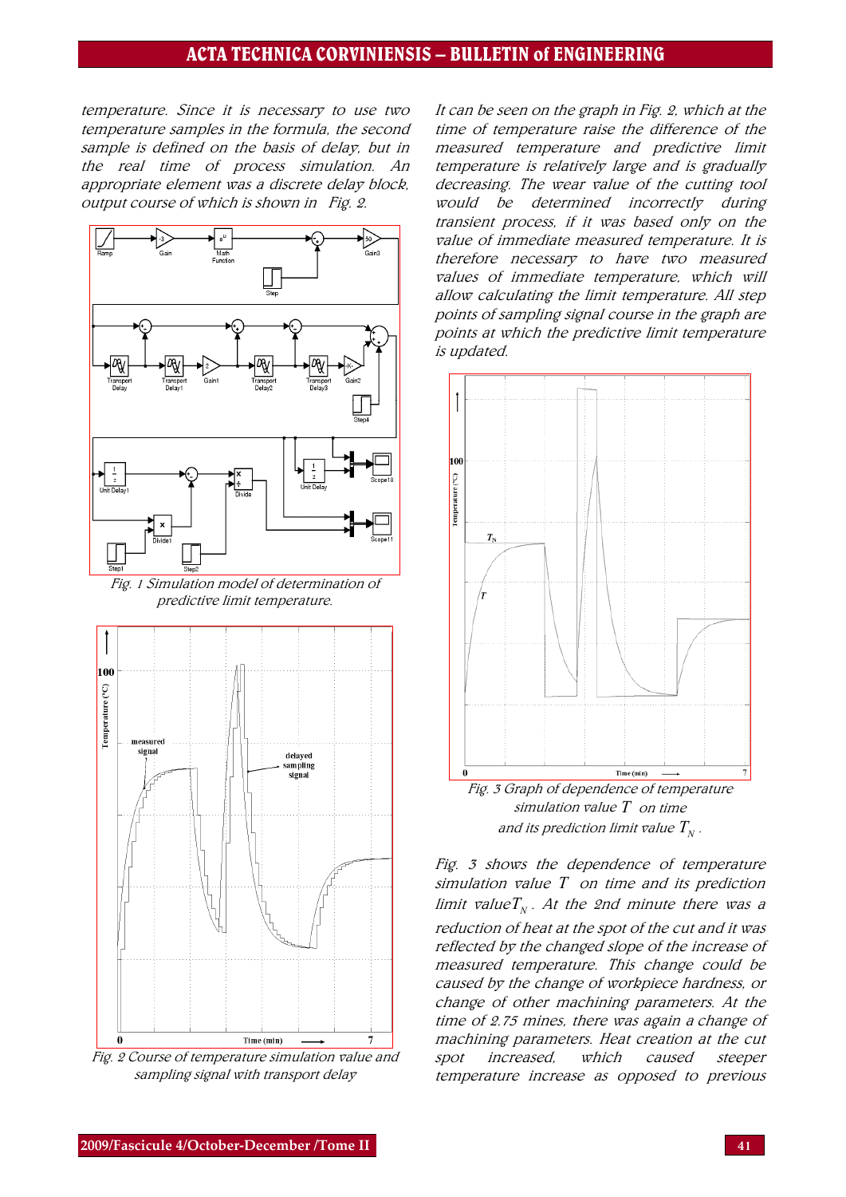temperature. Since it is necessary to use two temperature samples in the formula, the second sample is defined on the basis of delay, but in the real time of process simulation. An appropriate element was a discrete delay block, output course of which is shown in Fig. 2.

Ramp
Gain
-3
Math Function
$e^u$
Gain3
50
Step
Transport Delay
Transport Delay1
Gain1
2
Transport Delay2
Transport Delay3
Gain2
-K-
Step4
Unit Delay1
$\frac{1}{z}$
Divide
Divide1
Step1
Step2
Unit Delay
$\frac{1}{z}$
Scope10
Scope11

*Fig. 1 Simulation model of determination of predictive limit temperature.*

100
Temperature (°C)
measured signal
delayed sampling signal
0
Time (min)
7

*Fig. 2 Course of temperature simulation value and sampling signal with transport delay*

It can be seen on the graph in Fig. 2, which at the time of temperature raise the difference of the measured temperature and predictive limit temperature is relatively large and is gradually decreasing. The wear value of the cutting tool would be determined incorrectly during transient process, if it was based only on the value of immediate measured temperature. It is therefore necessary to have two measured values of immediate temperature, which will allow calculating the limit temperature. All step points of sampling signal course in the graph are points at which the predictive limit temperature is updated.

100
Temperature (°C)
$T_N$
$T$
0
Time (min)
7

*Fig. 3 Graph of dependence of temperature simulation value $T$ on time and its prediction limit value $T_N$.*

Fig. 3 shows the dependence of temperature simulation value $T$ on time and its prediction limit value $T_N$. At the 2nd minute there was a reduction of heat at the spot of the cut and it was reflected by the changed slope of the increase of measured temperature. This change could be caused by the change of workpiece hardness, or change of other machining parameters. At the time of 2.75 mines, there was again a change of machining parameters. Heat creation at the cut spot increased, which caused steeper temperature increase as opposed to previous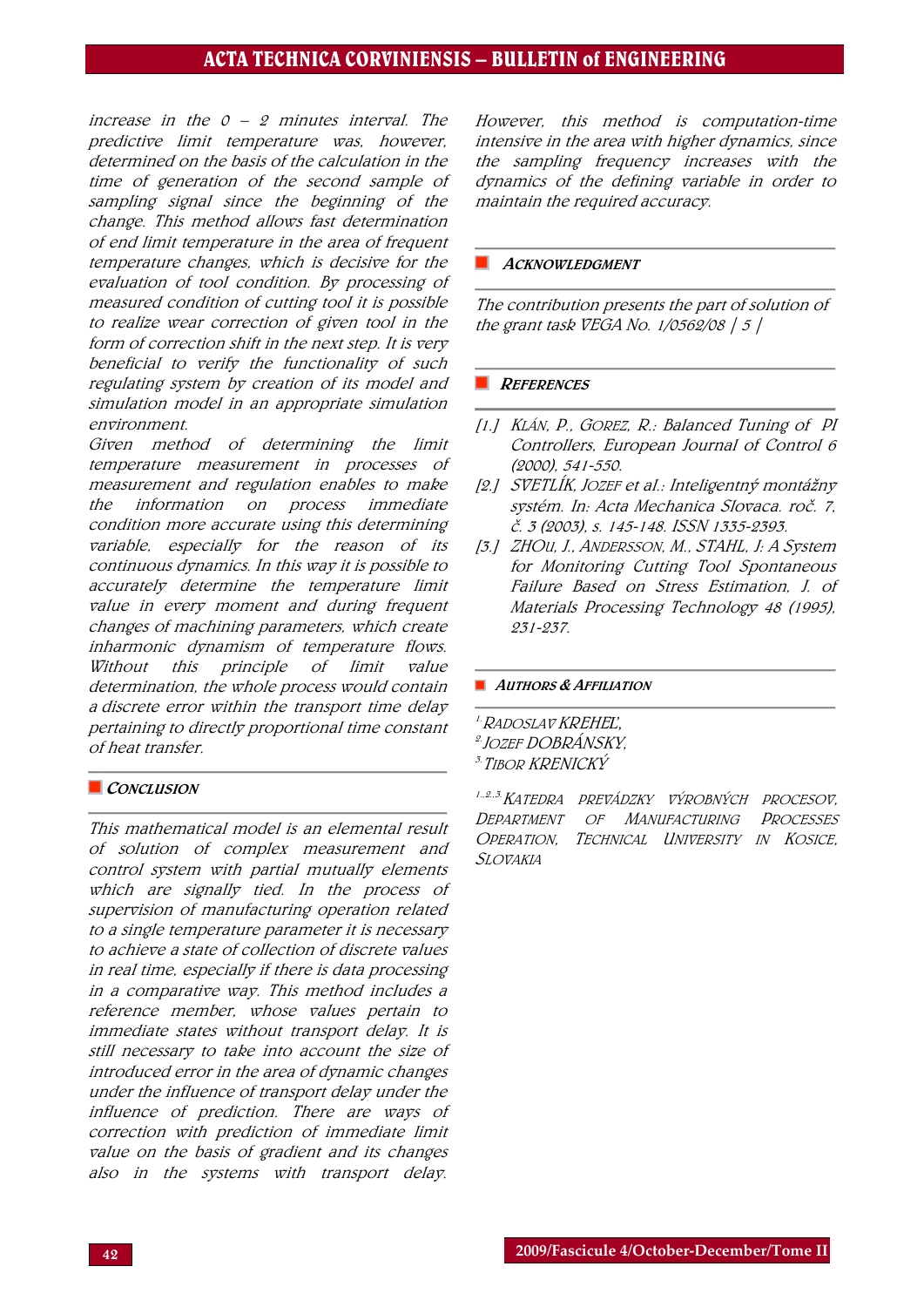increase in the 0 – 2 minutes interval. The predictive limit temperature was, however, determined on the basis of the calculation in the time of generation of the second sample of sampling signal since the beginning of the change. This method allows fast determination of end limit temperature in the area of frequent temperature changes, which is decisive for the evaluation of tool condition. By processing of measured condition of cutting tool it is possible to realize wear correction of given tool in the form of correction shift in the next step. It is very beneficial to verify the functionality of such regulating system by creation of its model and simulation model in an appropriate simulation environment.

Given method of determining the limit temperature measurement in processes of measurement and regulation enables to make the information on process immediate condition more accurate using this determining variable, especially for the reason of its continuous dynamics. In this way it is possible to accurately determine the temperature limit value in every moment and during frequent changes of machining parameters, which create inharmonic dynamism of temperature flows. Without this principle of limit value determination, the whole process would contain a discrete error within the transport time delay pertaining to directly proportional time constant of heat transfer.

## CONCLUSION

This mathematical model is an elemental result of solution of complex measurement and control system with partial mutually elements which are signally tied. In the process of supervision of manufacturing operation related to a single temperature parameter it is necessary to achieve a state of collection of discrete values in real time, especially if there is data processing in a comparative way. This method includes a reference member, whose values pertain to immediate states without transport delay. It is still necessary to take into account the size of introduced error in the area of dynamic changes under the influence of transport delay under the influence of prediction. There are ways of correction with prediction of immediate limit value on the basis of gradient and its changes also in the systems with transport delay. However, this method is computation-time intensive in the area with higher dynamics, since the sampling frequency increases with the dynamics of the defining variable in order to maintain the required accuracy.

## ACKNOWLEDGMENT

The contribution presents the part of solution of the grant task VEGA No. 1/0562/08 | 5 |

## REFERENCES

[1.] KLÁN, P., GOREZ, R.: Balanced Tuning of PI Controllers, European Journal of Control 6 (2000), 541-550.

[2.] SVETLÍK, JOZEF et al.: Inteligentný montážny systém. In: Acta Mechanica Slovaca. roč. 7, č. 3 (2003), s. 145-148. ISSN 1335-2393.

[3.] ZHOU, J., ANDERSSON, M., STAHL, J: A System for Monitoring Cutting Tool Spontaneous Failure Based on Stress Estimation, J. of Materials Processing Technology 48 (1995), 231-237.

## AUTHORS & AFFILIATION

[1.] RADOSLAV KREHEĽ,
[2.] JOZEF DOBRÁNSKY,
[3.] TIBOR KRENICKÝ

[1.,2.,3.] KATEDRA PREVÁDZKY VÝROBNÝCH PROCESOV, DEPARTMENT OF MANUFACTURING PROCESSES OPERATION, TECHNICAL UNIVERSITY IN KOSICE, SLOVAKIA